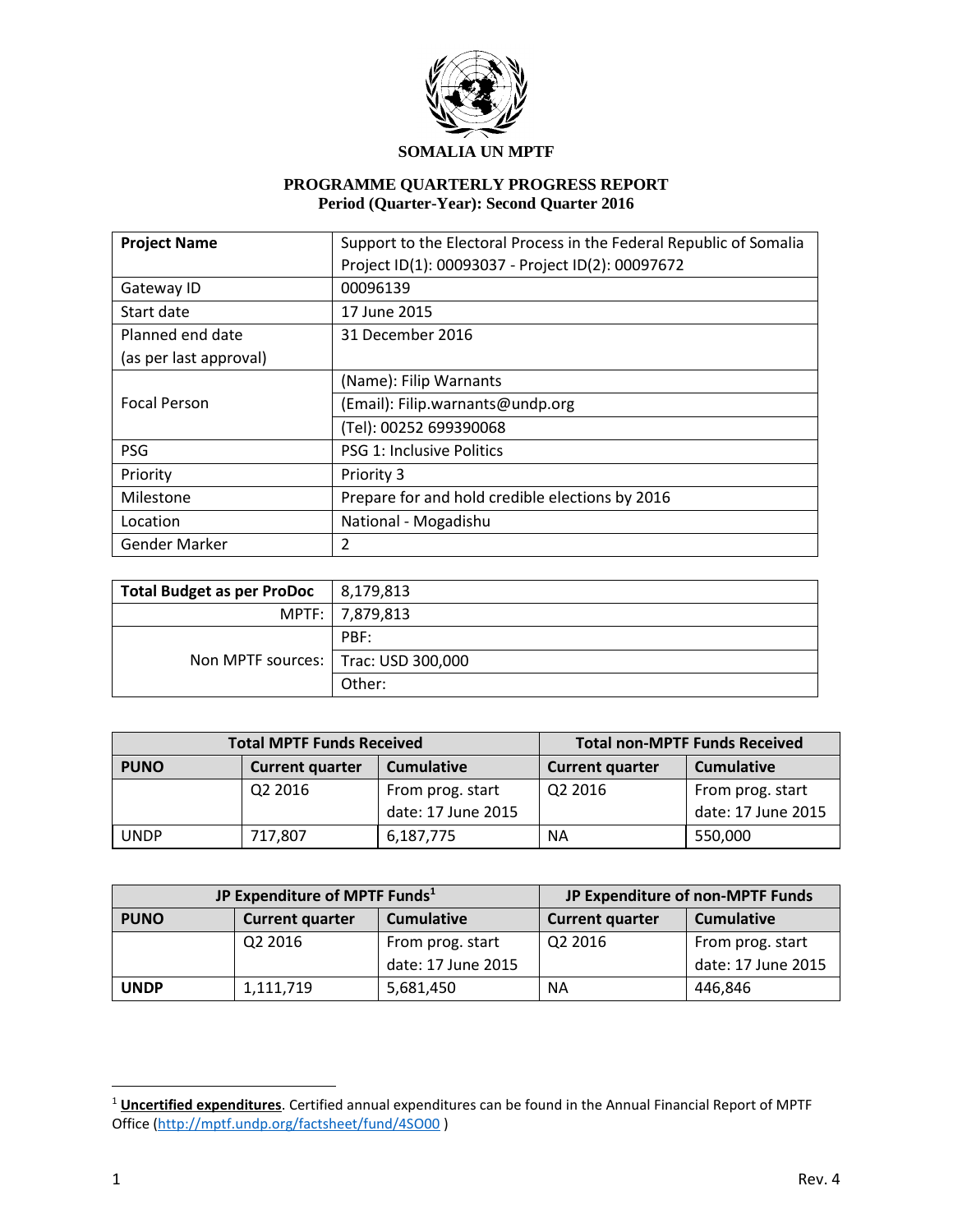**SOMALIA UN MPTF**

**PROGRAMME QUARTERLY PROGRESS REPORT**
**Period (Quarter-Year): Second Quarter 2016**

| **Project Name** | Support to the Electoral Process in the Federal Republic of Somalia<br>Project ID(1): 00093037 - Project ID(2): 00097672 |
|---|---|
| Gateway ID | 00096139 |
| Start date | 17 June 2015 |
| Planned end date<br>(as per last approval) | 31 December 2016 |
| Focal Person | (Name): Filip Warnants |
| | (Email): Filip.warnants@undp.org |
| | (Tel): 00252 699390068 |
| PSG | PSG 1: Inclusive Politics |
| Priority | Priority 3 |
| Milestone | Prepare for and hold credible elections by 2016 |
| Location | National - Mogadishu |
| Gender Marker | 2 |

| **Total Budget as per ProDoc** | 8,179,813 |
|---|---|
| MPTF: | 7,879,813 |
| Non MPTF sources: | PBF: |
| | Trac: USD 300,000 |
| | Other: |

| **Total MPTF Funds Received** | | | **Total non-MPTF Funds Received** | |
|---|---|---|---|---|
| **PUNO** | **Current quarter** | **Cumulative** | **Current quarter** | **Cumulative** |
| | Q2 2016 | From prog. start date: 17 June 2015 | Q2 2016 | From prog. start date: 17 June 2015 |
| UNDP | 717,807 | 6,187,775 | NA | 550,000 |

| **JP Expenditure of MPTF Funds[1]** | | | **JP Expenditure of non-MPTF Funds** | |
|---|---|---|---|---|
| **PUNO** | **Current quarter** | **Cumulative** | **Current quarter** | **Cumulative** |
| | Q2 2016 | From prog. start date: 17 June 2015 | Q2 2016 | From prog. start date: 17 June 2015 |
| **UNDP** | 1,111,719 | 5,681,450 | NA | 446,846 |

[1] **Uncertified expenditures**. Certified annual expenditures can be found in the Annual Financial Report of MPTF Office (http://mptf.undp.org/factsheet/fund/4SO00 )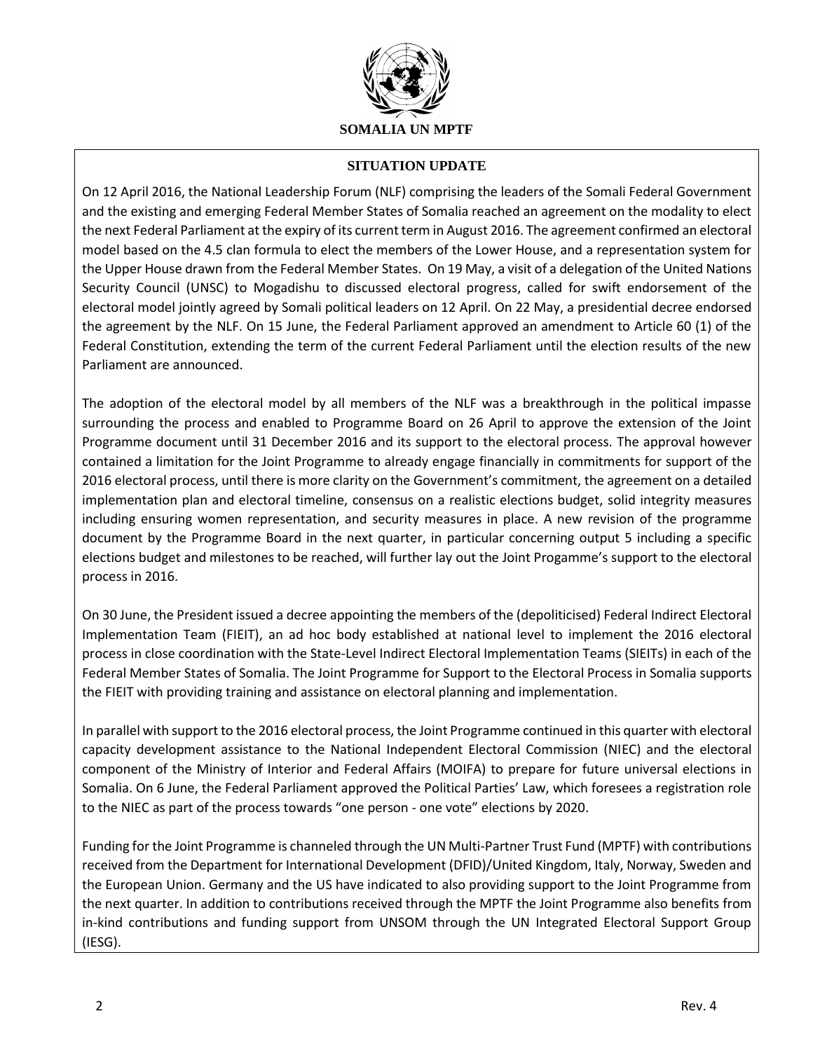**SOMALIA UN MPTF**

## SITUATION UPDATE

On 12 April 2016, the National Leadership Forum (NLF) comprising the leaders of the Somali Federal Government and the existing and emerging Federal Member States of Somalia reached an agreement on the modality to elect the next Federal Parliament at the expiry of its current term in August 2016. The agreement confirmed an electoral model based on the 4.5 clan formula to elect the members of the Lower House, and a representation system for the Upper House drawn from the Federal Member States. On 19 May, a visit of a delegation of the United Nations Security Council (UNSC) to Mogadishu to discussed electoral progress, called for swift endorsement of the electoral model jointly agreed by Somali political leaders on 12 April. On 22 May, a presidential decree endorsed the agreement by the NLF. On 15 June, the Federal Parliament approved an amendment to Article 60 (1) of the Federal Constitution, extending the term of the current Federal Parliament until the election results of the new Parliament are announced.

The adoption of the electoral model by all members of the NLF was a breakthrough in the political impasse surrounding the process and enabled to Programme Board on 26 April to approve the extension of the Joint Programme document until 31 December 2016 and its support to the electoral process. The approval however contained a limitation for the Joint Programme to already engage financially in commitments for support of the 2016 electoral process, until there is more clarity on the Government's commitment, the agreement on a detailed implementation plan and electoral timeline, consensus on a realistic elections budget, solid integrity measures including ensuring women representation, and security measures in place. A new revision of the programme document by the Programme Board in the next quarter, in particular concerning output 5 including a specific elections budget and milestones to be reached, will further lay out the Joint Progamme's support to the electoral process in 2016.

On 30 June, the President issued a decree appointing the members of the (depoliticised) Federal Indirect Electoral Implementation Team (FIEIT), an ad hoc body established at national level to implement the 2016 electoral process in close coordination with the State-Level Indirect Electoral Implementation Teams (SIEITs) in each of the Federal Member States of Somalia. The Joint Programme for Support to the Electoral Process in Somalia supports the FIEIT with providing training and assistance on electoral planning and implementation.

In parallel with support to the 2016 electoral process, the Joint Programme continued in this quarter with electoral capacity development assistance to the National Independent Electoral Commission (NIEC) and the electoral component of the Ministry of Interior and Federal Affairs (MOIFA) to prepare for future universal elections in Somalia. On 6 June, the Federal Parliament approved the Political Parties' Law, which foresees a registration role to the NIEC as part of the process towards "one person - one vote" elections by 2020.

Funding for the Joint Programme is channeled through the UN Multi-Partner Trust Fund (MPTF) with contributions received from the Department for International Development (DFID)/United Kingdom, Italy, Norway, Sweden and the European Union. Germany and the US have indicated to also providing support to the Joint Programme from the next quarter. In addition to contributions received through the MPTF the Joint Programme also benefits from in-kind contributions and funding support from UNSOM through the UN Integrated Electoral Support Group (IESG).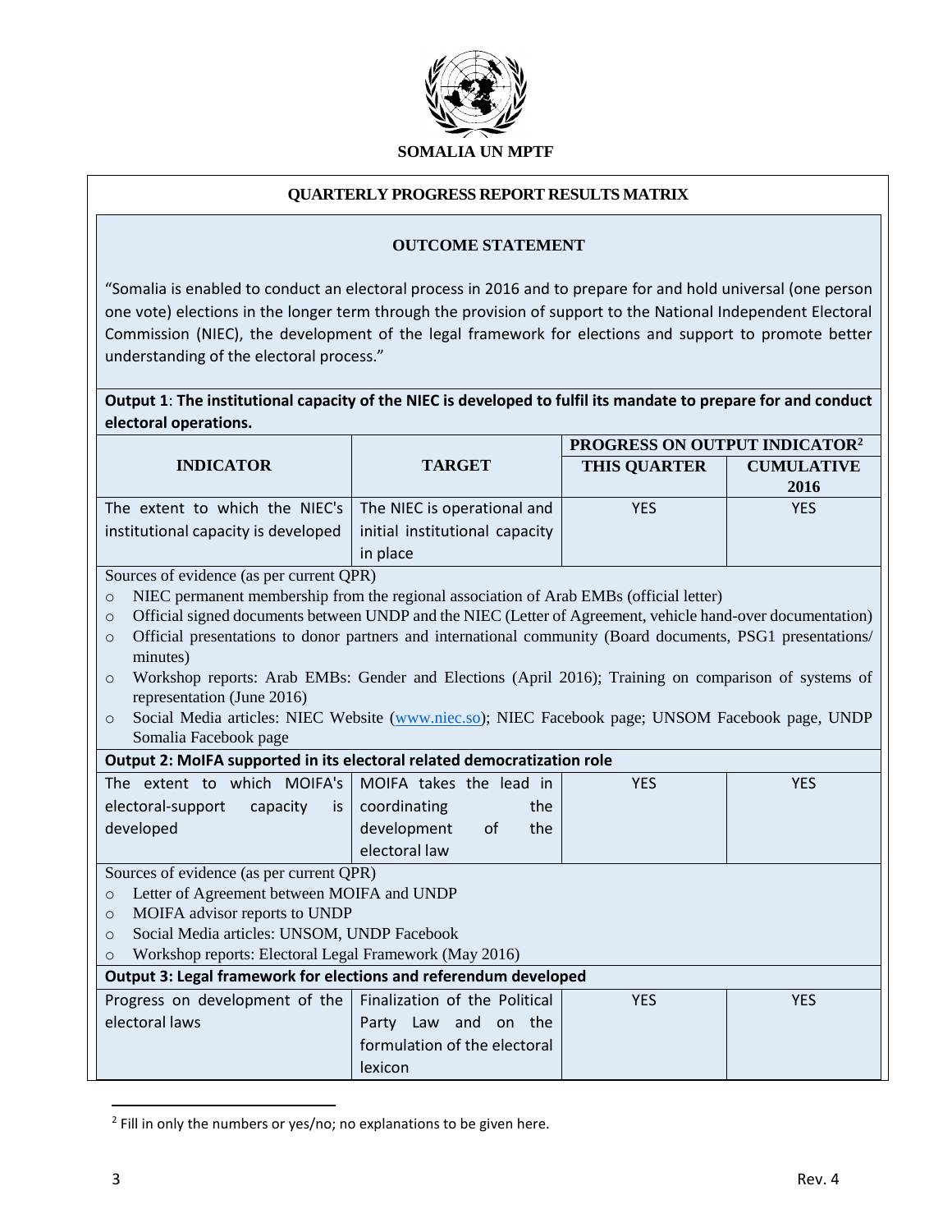**SOMALIA UN MPTF**

**QUARTERLY PROGRESS REPORT RESULTS MATRIX**

**OUTCOME STATEMENT**

"Somalia is enabled to conduct an electoral process in 2016 and to prepare for and hold universal (one person one vote) elections in the longer term through the provision of support to the National Independent Electoral Commission (NIEC), the development of the legal framework for elections and support to promote better understanding of the electoral process."

**Output 1**: **The institutional capacity of the NIEC is developed to fulfil its mandate to prepare for and conduct electoral operations.**

| INDICATOR | TARGET | PROGRESS ON OUTPUT INDICATOR[2] | |
|---|---|---|---|
| | | THIS QUARTER | CUMULATIVE 2016 |
| The extent to which the NIEC's institutional capacity is developed | The NIEC is operational and initial institutional capacity in place | YES | YES |

Sources of evidence (as per current QPR)

- NIEC permanent membership from the regional association of Arab EMBs (official letter)
- Official signed documents between UNDP and the NIEC (Letter of Agreement, vehicle hand-over documentation)
- Official presentations to donor partners and international community (Board documents, PSG1 presentations/ minutes)
- Workshop reports: Arab EMBs: Gender and Elections (April 2016); Training on comparison of systems of representation (June 2016)
- Social Media articles: NIEC Website (www.niec.so); NIEC Facebook page; UNSOM Facebook page, UNDP Somalia Facebook page

**Output 2: MoIFA supported in its electoral related democratization role**

| INDICATOR | TARGET | THIS QUARTER | CUMULATIVE 2016 |
|---|---|---|---|
| The extent to which MOIFA's electoral-support capacity is developed | MOIFA takes the lead in coordinating the development of the electoral law | YES | YES |

Sources of evidence (as per current QPR)

- Letter of Agreement between MOIFA and UNDP
- MOIFA advisor reports to UNDP
- Social Media articles: UNSOM, UNDP Facebook
- Workshop reports: Electoral Legal Framework (May 2016)

**Output 3: Legal framework for elections and referendum developed**

| INDICATOR | TARGET | THIS QUARTER | CUMULATIVE 2016 |
|---|---|---|---|
| Progress on development of the electoral laws | Finalization of the Political Party Law and on the formulation of the electoral lexicon | YES | YES |

[2] Fill in only the numbers or yes/no; no explanations to be given here.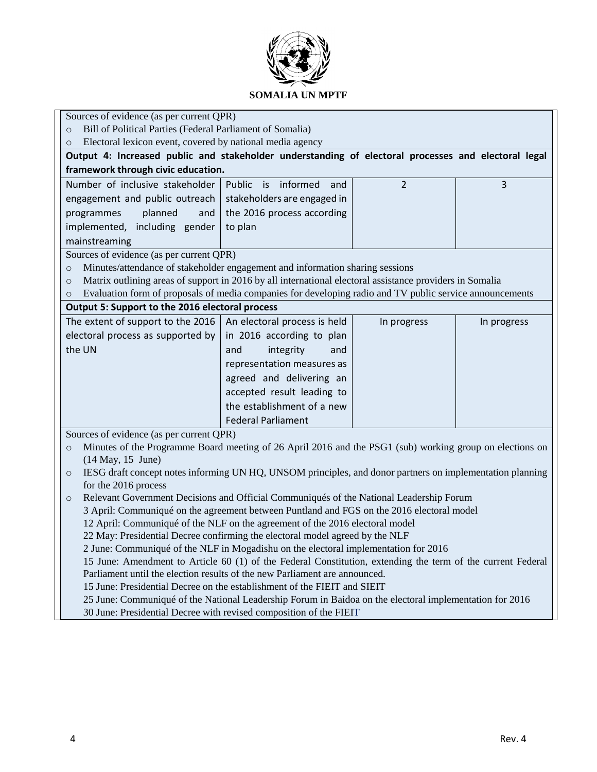Sources of evidence (as per current QPR)

- Bill of Political Parties (Federal Parliament of Somalia)
- Electoral lexicon event, covered by national media agency

**Output 4: Increased public and stakeholder understanding of electoral processes and electoral legal framework through civic education.**

| | | | |
|---|---|---|---|
| Number of inclusive stakeholder engagement and public outreach programmes planned and implemented, including gender mainstreaming | Public is informed and stakeholders are engaged in the 2016 process according to plan | 2 | 3 |

Sources of evidence (as per current QPR)

- Minutes/attendance of stakeholder engagement and information sharing sessions
- Matrix outlining areas of support in 2016 by all international electoral assistance providers in Somalia
- Evaluation form of proposals of media companies for developing radio and TV public service announcements

**Output 5: Support to the 2016 electoral process**

| | | | |
|---|---|---|---|
| The extent of support to the 2016 electoral process as supported by the UN | An electoral process is held in 2016 according to plan and integrity and representation measures as agreed and delivering an accepted result leading to the establishment of a new Federal Parliament | In progress | In progress |

Sources of evidence (as per current QPR)

- Minutes of the Programme Board meeting of 26 April 2016 and the PSG1 (sub) working group on elections on (14 May, 15 June)
- IESG draft concept notes informing UN HQ, UNSOM principles, and donor partners on implementation planning for the 2016 process
- Relevant Government Decisions and Official Communiqués of the National Leadership Forum
  3 April: Communiqué on the agreement between Puntland and FGS on the 2016 electoral model
  12 April: Communiqué of the NLF on the agreement of the 2016 electoral model
  22 May: Presidential Decree confirming the electoral model agreed by the NLF
  2 June: Communiqué of the NLF in Mogadishu on the electoral implementation for 2016
  15 June: Amendment to Article 60 (1) of the Federal Constitution, extending the term of the current Federal Parliament until the election results of the new Parliament are announced.
  15 June: Presidential Decree on the establishment of the FIEIT and SIEIT
  25 June: Communiqué of the National Leadership Forum in Baidoa on the electoral implementation for 2016
  30 June: Presidential Decree with revised composition of the FIEIT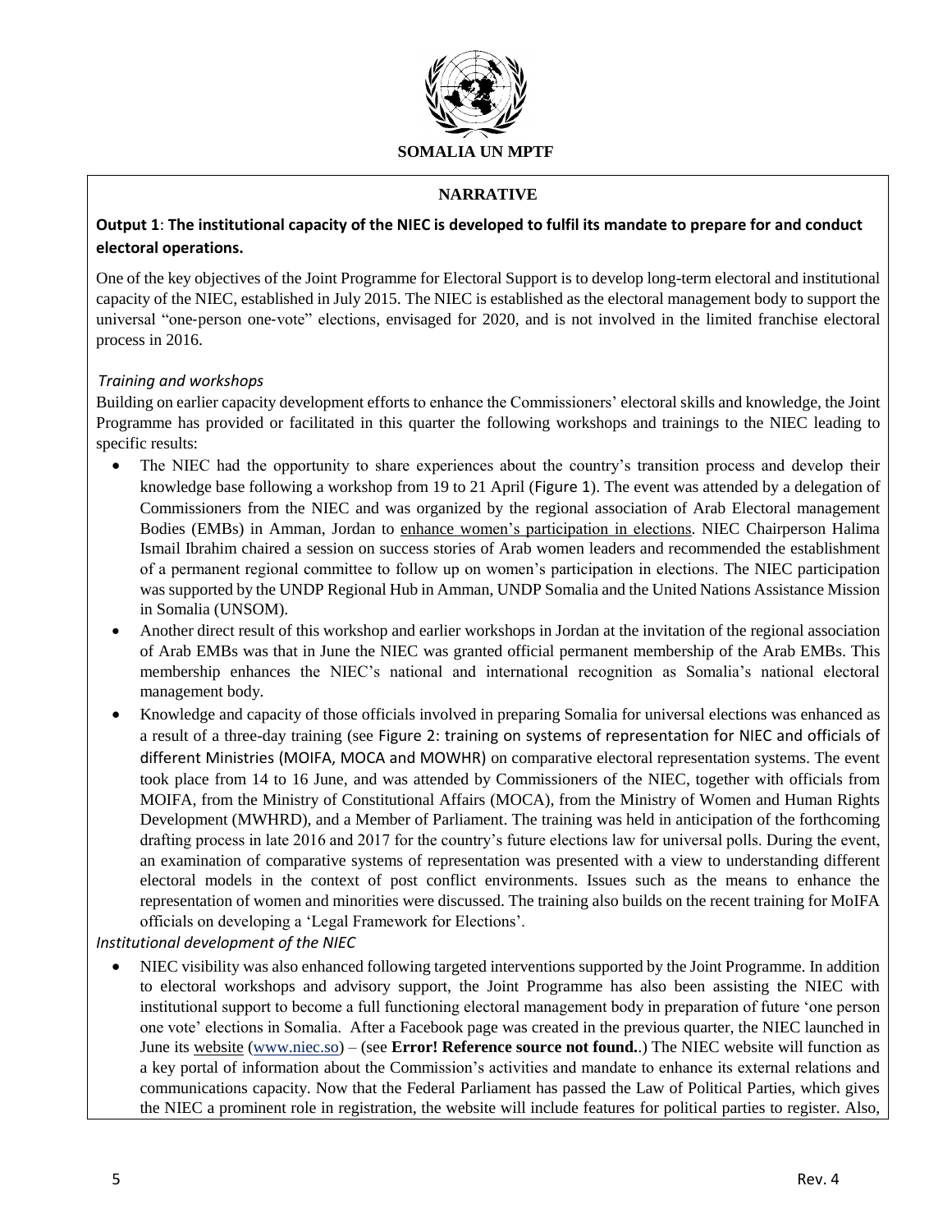**SOMALIA UN MPTF**

**NARRATIVE**

**Output 1**: **The institutional capacity of the NIEC is developed to fulfil its mandate to prepare for and conduct electoral operations.**

One of the key objectives of the Joint Programme for Electoral Support is to develop long-term electoral and institutional capacity of the NIEC, established in July 2015. The NIEC is established as the electoral management body to support the universal "one-person one-vote" elections, envisaged for 2020, and is not involved in the limited franchise electoral process in 2016.

*Training and workshops*

Building on earlier capacity development efforts to enhance the Commissioners' electoral skills and knowledge, the Joint Programme has provided or facilitated in this quarter the following workshops and trainings to the NIEC leading to specific results:

- The NIEC had the opportunity to share experiences about the country's transition process and develop their knowledge base following a workshop from 19 to 21 April (Figure 1). The event was attended by a delegation of Commissioners from the NIEC and was organized by the regional association of Arab Electoral management Bodies (EMBs) in Amman, Jordan to enhance women's participation in elections. NIEC Chairperson Halima Ismail Ibrahim chaired a session on success stories of Arab women leaders and recommended the establishment of a permanent regional committee to follow up on women's participation in elections. The NIEC participation was supported by the UNDP Regional Hub in Amman, UNDP Somalia and the United Nations Assistance Mission in Somalia (UNSOM).
- Another direct result of this workshop and earlier workshops in Jordan at the invitation of the regional association of Arab EMBs was that in June the NIEC was granted official permanent membership of the Arab EMBs. This membership enhances the NIEC's national and international recognition as Somalia's national electoral management body.
- Knowledge and capacity of those officials involved in preparing Somalia for universal elections was enhanced as a result of a three-day training (see Figure 2: training on systems of representation for NIEC and officials of different Ministries (MOIFA, MOCA and MOWHR) on comparative electoral representation systems. The event took place from 14 to 16 June, and was attended by Commissioners of the NIEC, together with officials from MOIFA, from the Ministry of Constitutional Affairs (MOCA), from the Ministry of Women and Human Rights Development (MWHRD), and a Member of Parliament. The training was held in anticipation of the forthcoming drafting process in late 2016 and 2017 for the country's future elections law for universal polls. During the event, an examination of comparative systems of representation was presented with a view to understanding different electoral models in the context of post conflict environments. Issues such as the means to enhance the representation of women and minorities were discussed. The training also builds on the recent training for MoIFA officials on developing a 'Legal Framework for Elections'.

*Institutional development of the NIEC*

- NIEC visibility was also enhanced following targeted interventions supported by the Joint Programme. In addition to electoral workshops and advisory support, the Joint Programme has also been assisting the NIEC with institutional support to become a full functioning electoral management body in preparation of future 'one person one vote' elections in Somalia. After a Facebook page was created in the previous quarter, the NIEC launched in June its website (www.niec.so) – (see **Error! Reference source not found.**.) The NIEC website will function as a key portal of information about the Commission's activities and mandate to enhance its external relations and communications capacity. Now that the Federal Parliament has passed the Law of Political Parties, which gives the NIEC a prominent role in registration, the website will include features for political parties to register. Also,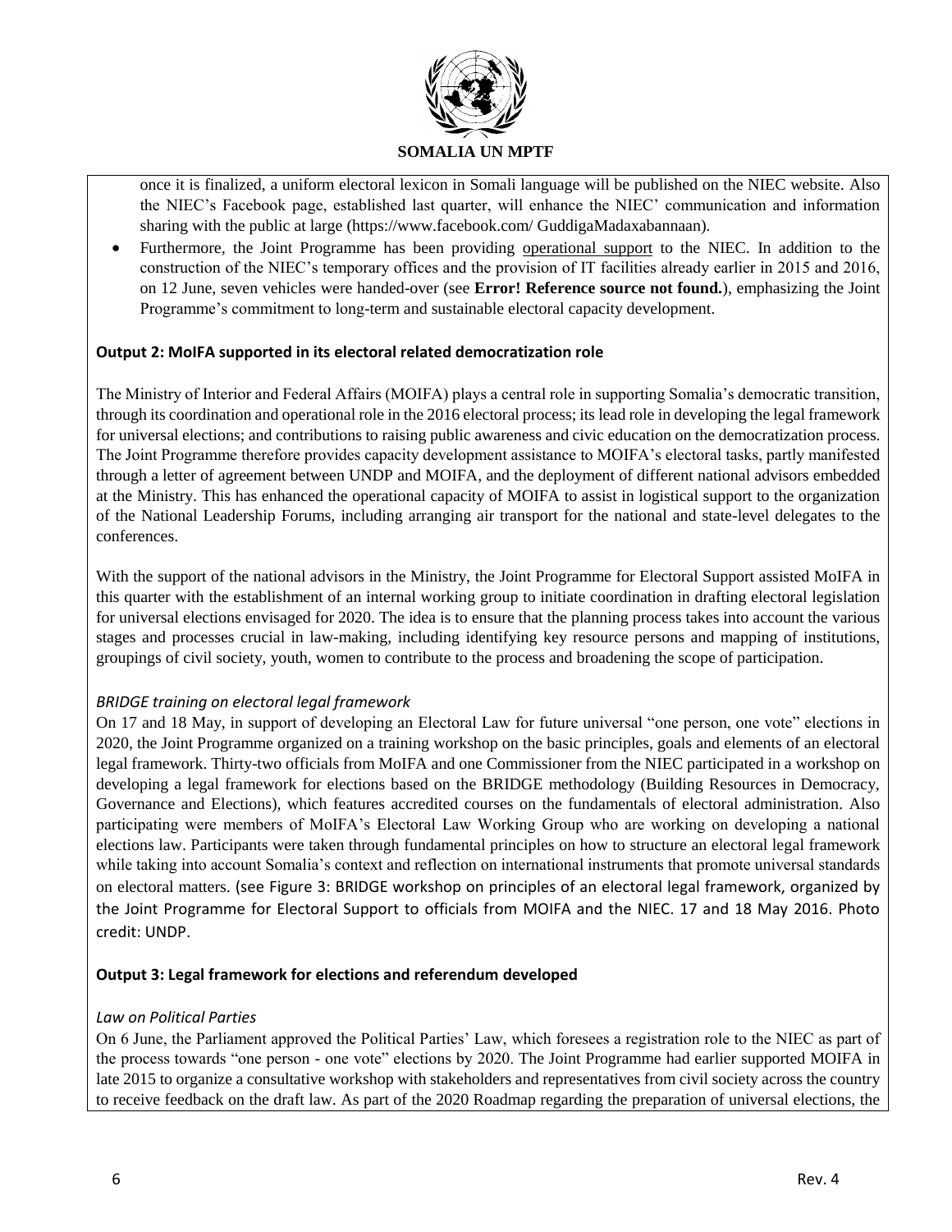once it is finalized, a uniform electoral lexicon in Somali language will be published on the NIEC website. Also the NIEC's Facebook page, established last quarter, will enhance the NIEC' communication and information sharing with the public at large (https://www.facebook.com/ GuddigaMadaxabannaan).

- Furthermore, the Joint Programme has been providing operational support to the NIEC. In addition to the construction of the NIEC's temporary offices and the provision of IT facilities already earlier in 2015 and 2016, on 12 June, seven vehicles were handed-over (see **Error! Reference source not found.**), emphasizing the Joint Programme's commitment to long-term and sustainable electoral capacity development.

**Output 2: MoIFA supported in its electoral related democratization role**

The Ministry of Interior and Federal Affairs (MOIFA) plays a central role in supporting Somalia's democratic transition, through its coordination and operational role in the 2016 electoral process; its lead role in developing the legal framework for universal elections; and contributions to raising public awareness and civic education on the democratization process. The Joint Programme therefore provides capacity development assistance to MOIFA's electoral tasks, partly manifested through a letter of agreement between UNDP and MOIFA, and the deployment of different national advisors embedded at the Ministry. This has enhanced the operational capacity of MOIFA to assist in logistical support to the organization of the National Leadership Forums, including arranging air transport for the national and state-level delegates to the conferences.

With the support of the national advisors in the Ministry, the Joint Programme for Electoral Support assisted MoIFA in this quarter with the establishment of an internal working group to initiate coordination in drafting electoral legislation for universal elections envisaged for 2020. The idea is to ensure that the planning process takes into account the various stages and processes crucial in law-making, including identifying key resource persons and mapping of institutions, groupings of civil society, youth, women to contribute to the process and broadening the scope of participation.

*BRIDGE training on electoral legal framework*

On 17 and 18 May, in support of developing an Electoral Law for future universal "one person, one vote" elections in 2020, the Joint Programme organized on a training workshop on the basic principles, goals and elements of an electoral legal framework. Thirty-two officials from MoIFA and one Commissioner from the NIEC participated in a workshop on developing a legal framework for elections based on the BRIDGE methodology (Building Resources in Democracy, Governance and Elections), which features accredited courses on the fundamentals of electoral administration. Also participating were members of MoIFA's Electoral Law Working Group who are working on developing a national elections law. Participants were taken through fundamental principles on how to structure an electoral legal framework while taking into account Somalia's context and reflection on international instruments that promote universal standards on electoral matters. (see Figure 3: BRIDGE workshop on principles of an electoral legal framework, organized by the Joint Programme for Electoral Support to officials from MOIFA and the NIEC. 17 and 18 May 2016. Photo credit: UNDP.

**Output 3: Legal framework for elections and referendum developed**

*Law on Political Parties*

On 6 June, the Parliament approved the Political Parties' Law, which foresees a registration role to the NIEC as part of the process towards "one person - one vote" elections by 2020. The Joint Programme had earlier supported MOIFA in late 2015 to organize a consultative workshop with stakeholders and representatives from civil society across the country to receive feedback on the draft law. As part of the 2020 Roadmap regarding the preparation of universal elections, the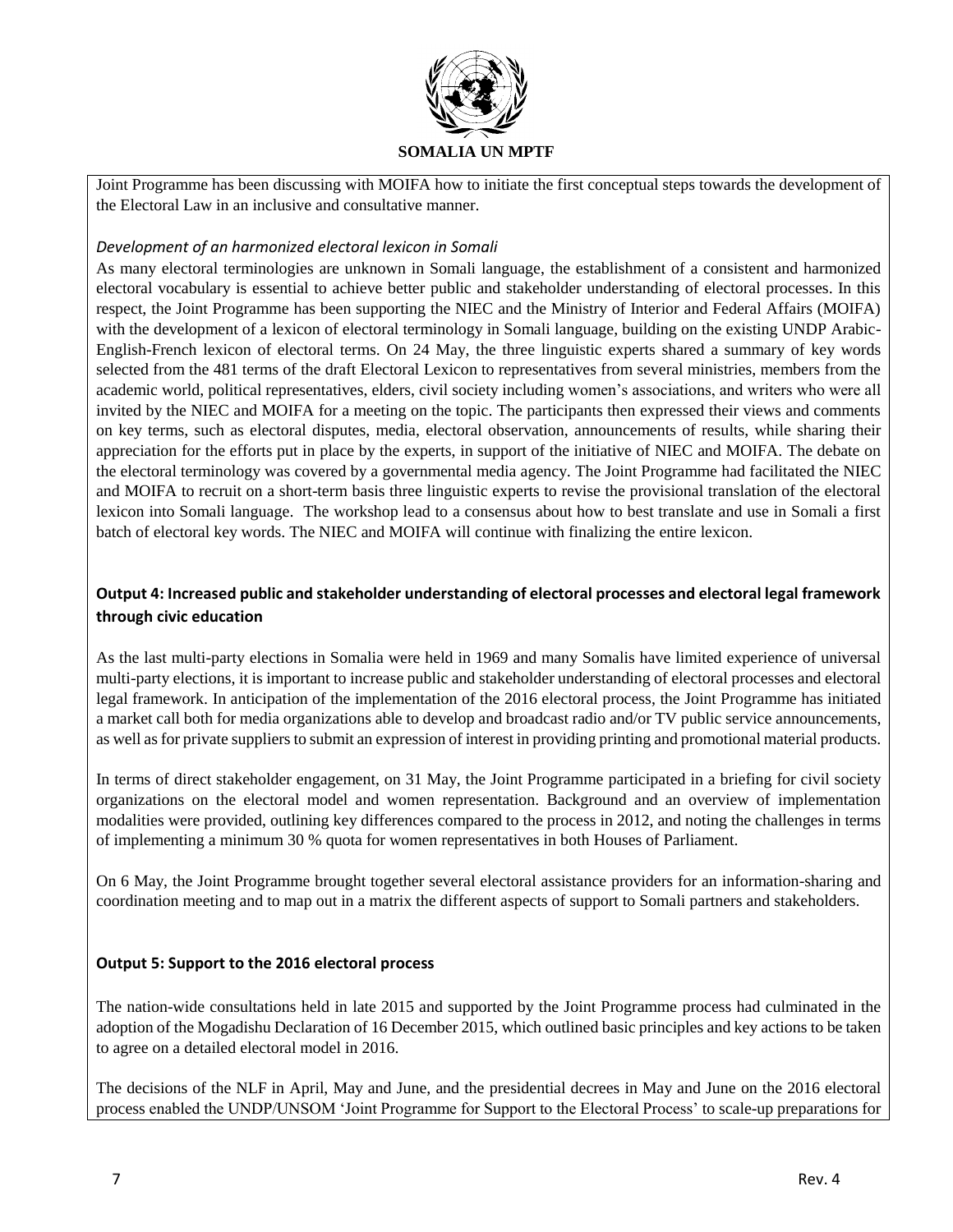Joint Programme has been discussing with MOIFA how to initiate the first conceptual steps towards the development of the Electoral Law in an inclusive and consultative manner.

*Development of an harmonized electoral lexicon in Somali*

As many electoral terminologies are unknown in Somali language, the establishment of a consistent and harmonized electoral vocabulary is essential to achieve better public and stakeholder understanding of electoral processes. In this respect, the Joint Programme has been supporting the NIEC and the Ministry of Interior and Federal Affairs (MOIFA) with the development of a lexicon of electoral terminology in Somali language, building on the existing UNDP Arabic-English-French lexicon of electoral terms. On 24 May, the three linguistic experts shared a summary of key words selected from the 481 terms of the draft Electoral Lexicon to representatives from several ministries, members from the academic world, political representatives, elders, civil society including women's associations, and writers who were all invited by the NIEC and MOIFA for a meeting on the topic. The participants then expressed their views and comments on key terms, such as electoral disputes, media, electoral observation, announcements of results, while sharing their appreciation for the efforts put in place by the experts, in support of the initiative of NIEC and MOIFA. The debate on the electoral terminology was covered by a governmental media agency. The Joint Programme had facilitated the NIEC and MOIFA to recruit on a short-term basis three linguistic experts to revise the provisional translation of the electoral lexicon into Somali language. The workshop lead to a consensus about how to best translate and use in Somali a first batch of electoral key words. The NIEC and MOIFA will continue with finalizing the entire lexicon.

**Output 4: Increased public and stakeholder understanding of electoral processes and electoral legal framework through civic education**

As the last multi-party elections in Somalia were held in 1969 and many Somalis have limited experience of universal multi-party elections, it is important to increase public and stakeholder understanding of electoral processes and electoral legal framework. In anticipation of the implementation of the 2016 electoral process, the Joint Programme has initiated a market call both for media organizations able to develop and broadcast radio and/or TV public service announcements, as well as for private suppliers to submit an expression of interest in providing printing and promotional material products.

In terms of direct stakeholder engagement, on 31 May, the Joint Programme participated in a briefing for civil society organizations on the electoral model and women representation. Background and an overview of implementation modalities were provided, outlining key differences compared to the process in 2012, and noting the challenges in terms of implementing a minimum 30 % quota for women representatives in both Houses of Parliament.

On 6 May, the Joint Programme brought together several electoral assistance providers for an information-sharing and coordination meeting and to map out in a matrix the different aspects of support to Somali partners and stakeholders.

**Output 5: Support to the 2016 electoral process**

The nation-wide consultations held in late 2015 and supported by the Joint Programme process had culminated in the adoption of the Mogadishu Declaration of 16 December 2015, which outlined basic principles and key actions to be taken to agree on a detailed electoral model in 2016.

The decisions of the NLF in April, May and June, and the presidential decrees in May and June on the 2016 electoral process enabled the UNDP/UNSOM 'Joint Programme for Support to the Electoral Process' to scale-up preparations for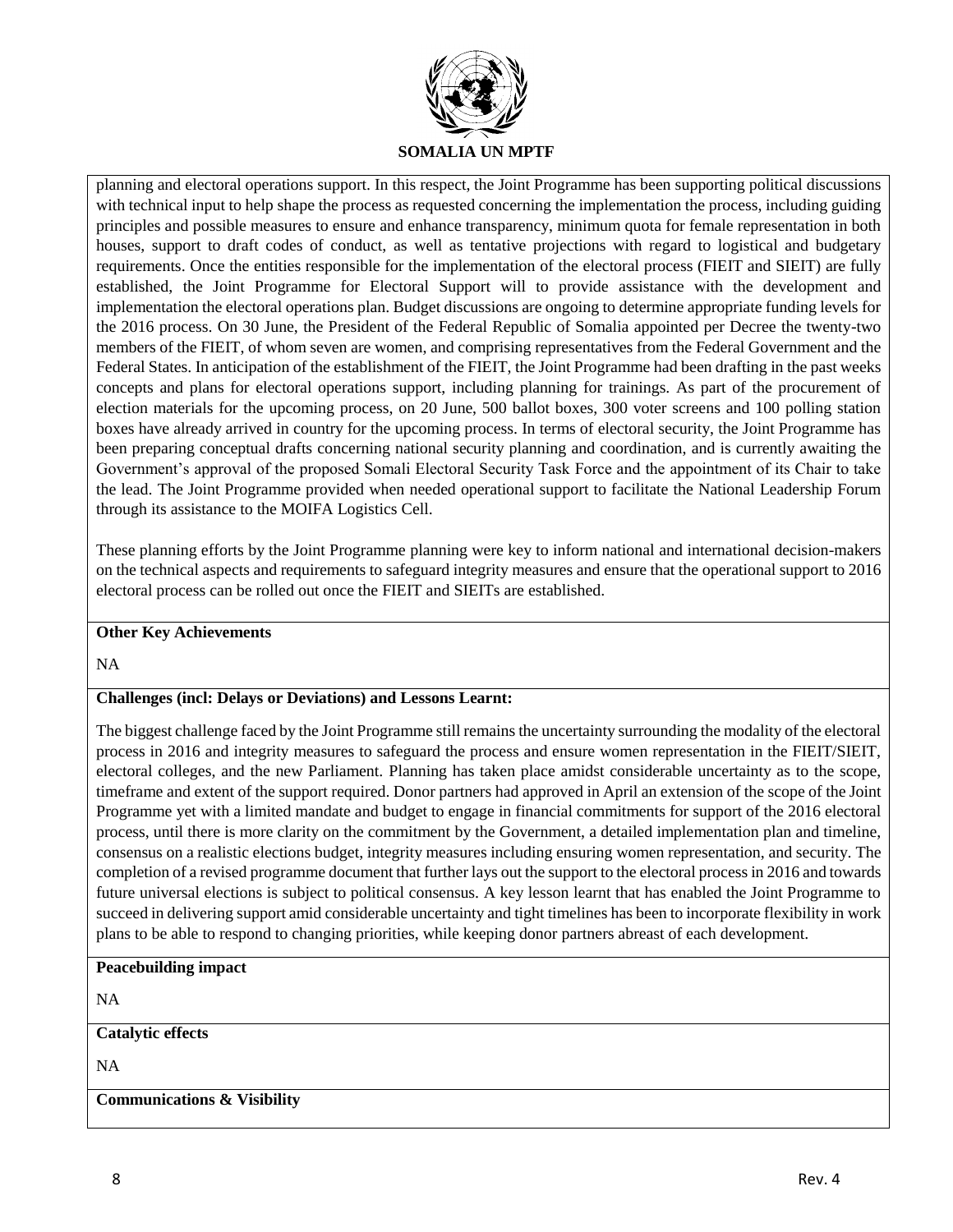planning and electoral operations support. In this respect, the Joint Programme has been supporting political discussions with technical input to help shape the process as requested concerning the implementation the process, including guiding principles and possible measures to ensure and enhance transparency, minimum quota for female representation in both houses, support to draft codes of conduct, as well as tentative projections with regard to logistical and budgetary requirements. Once the entities responsible for the implementation of the electoral process (FIEIT and SIEIT) are fully established, the Joint Programme for Electoral Support will to provide assistance with the development and implementation the electoral operations plan. Budget discussions are ongoing to determine appropriate funding levels for the 2016 process. On 30 June, the President of the Federal Republic of Somalia appointed per Decree the twenty-two members of the FIEIT, of whom seven are women, and comprising representatives from the Federal Government and the Federal States. In anticipation of the establishment of the FIEIT, the Joint Programme had been drafting in the past weeks concepts and plans for electoral operations support, including planning for trainings. As part of the procurement of election materials for the upcoming process, on 20 June, 500 ballot boxes, 300 voter screens and 100 polling station boxes have already arrived in country for the upcoming process. In terms of electoral security, the Joint Programme has been preparing conceptual drafts concerning national security planning and coordination, and is currently awaiting the Government's approval of the proposed Somali Electoral Security Task Force and the appointment of its Chair to take the lead. The Joint Programme provided when needed operational support to facilitate the National Leadership Forum through its assistance to the MOIFA Logistics Cell.

These planning efforts by the Joint Programme planning were key to inform national and international decision-makers on the technical aspects and requirements to safeguard integrity measures and ensure that the operational support to 2016 electoral process can be rolled out once the FIEIT and SIEITs are established.

**Other Key Achievements**

NA

**Challenges (incl: Delays or Deviations) and Lessons Learnt:**

The biggest challenge faced by the Joint Programme still remains the uncertainty surrounding the modality of the electoral process in 2016 and integrity measures to safeguard the process and ensure women representation in the FIEIT/SIEIT, electoral colleges, and the new Parliament. Planning has taken place amidst considerable uncertainty as to the scope, timeframe and extent of the support required. Donor partners had approved in April an extension of the scope of the Joint Programme yet with a limited mandate and budget to engage in financial commitments for support of the 2016 electoral process, until there is more clarity on the commitment by the Government, a detailed implementation plan and timeline, consensus on a realistic elections budget, integrity measures including ensuring women representation, and security. The completion of a revised programme document that further lays out the support to the electoral process in 2016 and towards future universal elections is subject to political consensus. A key lesson learnt that has enabled the Joint Programme to succeed in delivering support amid considerable uncertainty and tight timelines has been to incorporate flexibility in work plans to be able to respond to changing priorities, while keeping donor partners abreast of each development.

**Peacebuilding impact**

NA

**Catalytic effects**

NA

**Communications & Visibility**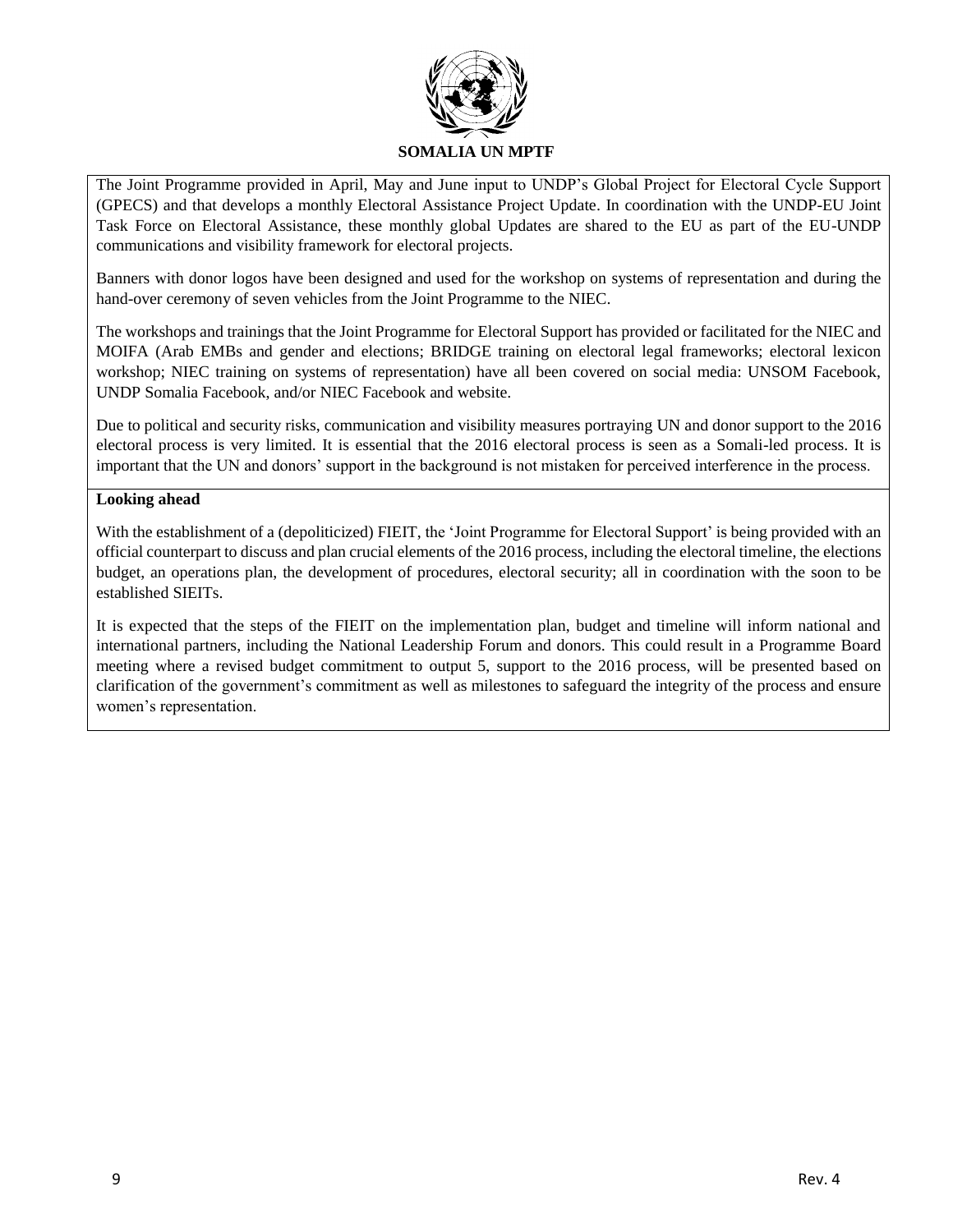The Joint Programme provided in April, May and June input to UNDP's Global Project for Electoral Cycle Support (GPECS) and that develops a monthly Electoral Assistance Project Update. In coordination with the UNDP-EU Joint Task Force on Electoral Assistance, these monthly global Updates are shared to the EU as part of the EU-UNDP communications and visibility framework for electoral projects.

Banners with donor logos have been designed and used for the workshop on systems of representation and during the hand-over ceremony of seven vehicles from the Joint Programme to the NIEC.

The workshops and trainings that the Joint Programme for Electoral Support has provided or facilitated for the NIEC and MOIFA (Arab EMBs and gender and elections; BRIDGE training on electoral legal frameworks; electoral lexicon workshop; NIEC training on systems of representation) have all been covered on social media: UNSOM Facebook, UNDP Somalia Facebook, and/or NIEC Facebook and website.

Due to political and security risks, communication and visibility measures portraying UN and donor support to the 2016 electoral process is very limited. It is essential that the 2016 electoral process is seen as a Somali-led process. It is important that the UN and donors' support in the background is not mistaken for perceived interference in the process.

**Looking ahead**

With the establishment of a (depoliticized) FIEIT, the 'Joint Programme for Electoral Support' is being provided with an official counterpart to discuss and plan crucial elements of the 2016 process, including the electoral timeline, the elections budget, an operations plan, the development of procedures, electoral security; all in coordination with the soon to be established SIEITs.

It is expected that the steps of the FIEIT on the implementation plan, budget and timeline will inform national and international partners, including the National Leadership Forum and donors. This could result in a Programme Board meeting where a revised budget commitment to output 5, support to the 2016 process, will be presented based on clarification of the government's commitment as well as milestones to safeguard the integrity of the process and ensure women's representation.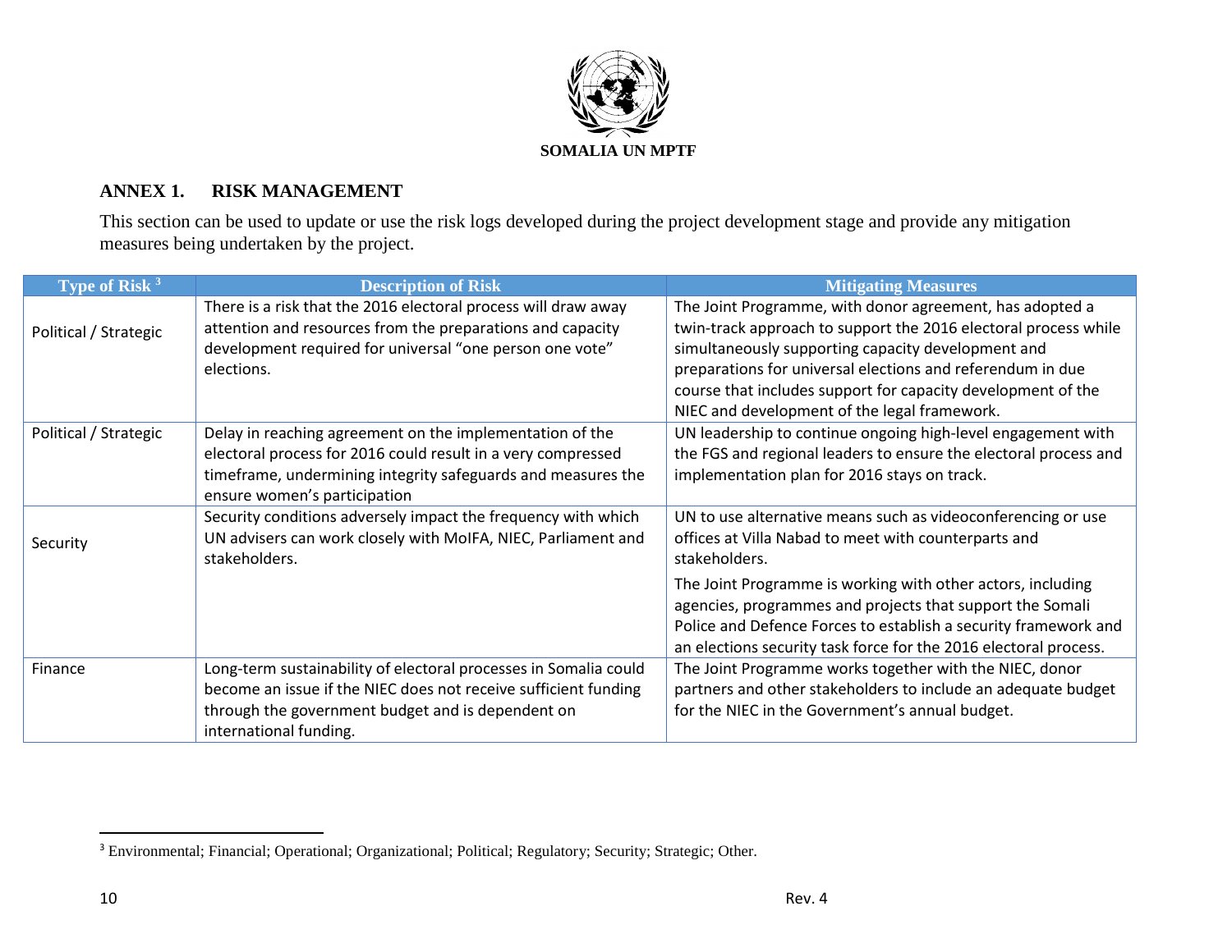SOMALIA UN MPTF

## ANNEX 1. RISK MANAGEMENT

This section can be used to update or use the risk logs developed during the project development stage and provide any mitigation measures being undertaken by the project.

| Type of Risk [3] | Description of Risk | Mitigating Measures |
|---|---|---|
| Political / Strategic | There is a risk that the 2016 electoral process will draw away attention and resources from the preparations and capacity development required for universal "one person one vote" elections. | The Joint Programme, with donor agreement, has adopted a twin-track approach to support the 2016 electoral process while simultaneously supporting capacity development and preparations for universal elections and referendum in due course that includes support for capacity development of the NIEC and development of the legal framework. |
| Political / Strategic | Delay in reaching agreement on the implementation of the electoral process for 2016 could result in a very compressed timeframe, undermining integrity safeguards and measures the ensure women's participation | UN leadership to continue ongoing high-level engagement with the FGS and regional leaders to ensure the electoral process and implementation plan for 2016 stays on track. |
| Security | Security conditions adversely impact the frequency with which UN advisers can work closely with MoIFA, NIEC, Parliament and stakeholders. | UN to use alternative means such as videoconferencing or use offices at Villa Nabad to meet with counterparts and stakeholders.<br><br>The Joint Programme is working with other actors, including agencies, programmes and projects that support the Somali Police and Defence Forces to establish a security framework and an elections security task force for the 2016 electoral process. |
| Finance | Long-term sustainability of electoral processes in Somalia could become an issue if the NIEC does not receive sufficient funding through the government budget and is dependent on international funding. | The Joint Programme works together with the NIEC, donor partners and other stakeholders to include an adequate budget for the NIEC in the Government's annual budget. |

[3] Environmental; Financial; Operational; Organizational; Political; Regulatory; Security; Strategic; Other.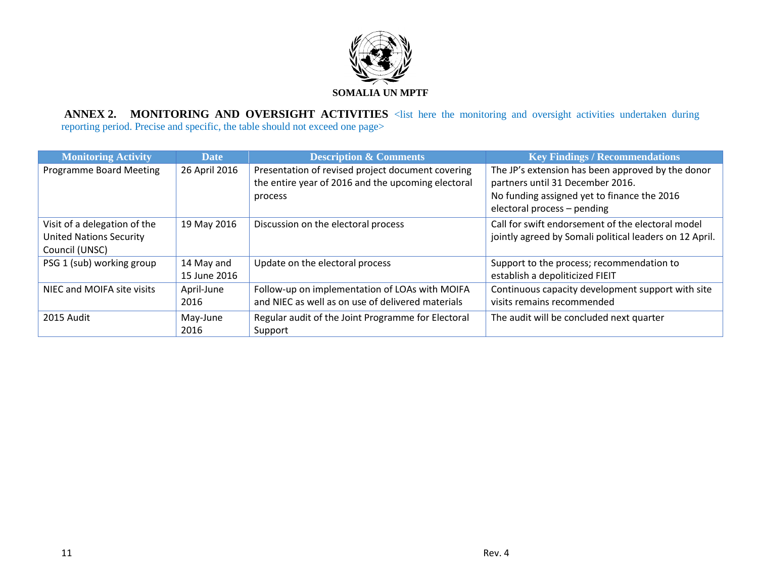**SOMALIA UN MPTF**

**ANNEX 2. MONITORING AND OVERSIGHT ACTIVITIES** <list here the monitoring and oversight activities undertaken during reporting period. Precise and specific, the table should not exceed one page>

| Monitoring Activity | Date | Description & Comments | Key Findings / Recommendations |
|---|---|---|---|
| Programme Board Meeting | 26 April 2016 | Presentation of revised project document covering the entire year of 2016 and the upcoming electoral process | The JP's extension has been approved by the donor partners until 31 December 2016.<br>No funding assigned yet to finance the 2016 electoral process – pending |
| Visit of a delegation of the United Nations Security Council (UNSC) | 19 May 2016 | Discussion on the electoral process | Call for swift endorsement of the electoral model jointly agreed by Somali political leaders on 12 April. |
| PSG 1 (sub) working group | 14 May and 15 June 2016 | Update on the electoral process | Support to the process; recommendation to establish a depoliticized FIEIT |
| NIEC and MOIFA site visits | April-June 2016 | Follow-up on implementation of LOAs with MOIFA and NIEC as well as on use of delivered materials | Continuous capacity development support with site visits remains recommended |
| 2015 Audit | May-June 2016 | Regular audit of the Joint Programme for Electoral Support | The audit will be concluded next quarter |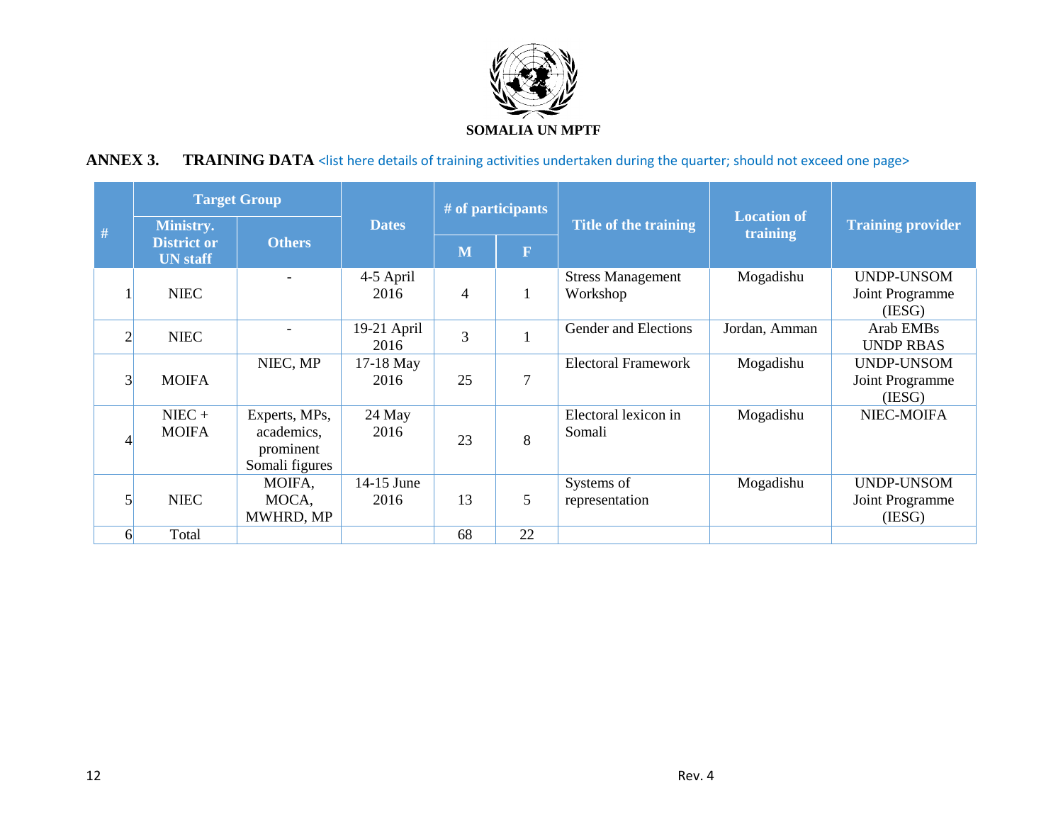SOMALIA UN MPTF

## ANNEX 3. TRAINING DATA <list here details of training activities undertaken during the quarter; should not exceed one page>

| # | Target Group | | Dates | # of participants | | Title of the training | Location of training | Training provider |
|---|---|---|---|---|---|---|---|---|
| | Ministry. District or UN staff | Others | | M | F | | | |
| 1 | NIEC | - | 4-5 April 2016 | 4 | 1 | Stress Management Workshop | Mogadishu | UNDP-UNSOM Joint Programme (IESG) |
| 2 | NIEC | - | 19-21 April 2016 | 3 | 1 | Gender and Elections | Jordan, Amman | Arab EMBs UNDP RBAS |
| 3 | MOIFA | NIEC, MP | 17-18 May 2016 | 25 | 7 | Electoral Framework | Mogadishu | UNDP-UNSOM Joint Programme (IESG) |
| 4 | NIEC + MOIFA | Experts, MPs, academics, prominent Somali figures | 24 May 2016 | 23 | 8 | Electoral lexicon in Somali | Mogadishu | NIEC-MOIFA |
| 5 | NIEC | MOIFA, MOCA, MWHRD, MP | 14-15 June 2016 | 13 | 5 | Systems of representation | Mogadishu | UNDP-UNSOM Joint Programme (IESG) |
| 6 | Total | | | 68 | 22 | | | |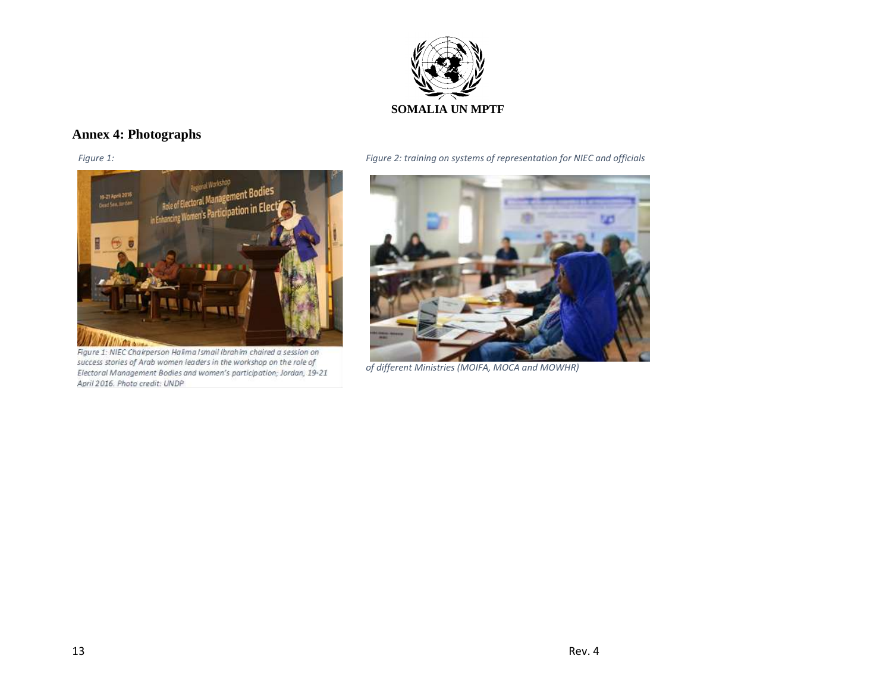## Annex 4: Photographs

*Figure 1:*

Figure 1: NIEC Chairperson Halima Ismail Ibrahim chaired a session on success stories of Arab women leaders in the workshop on the role of Electoral Management Bodies and women's participation; Jordan, 19-21 April 2016. Photo credit: UNDP

*Figure 2: training on systems of representation for NIEC and officials of different Ministries (MOIFA, MOCA and MOWHR)*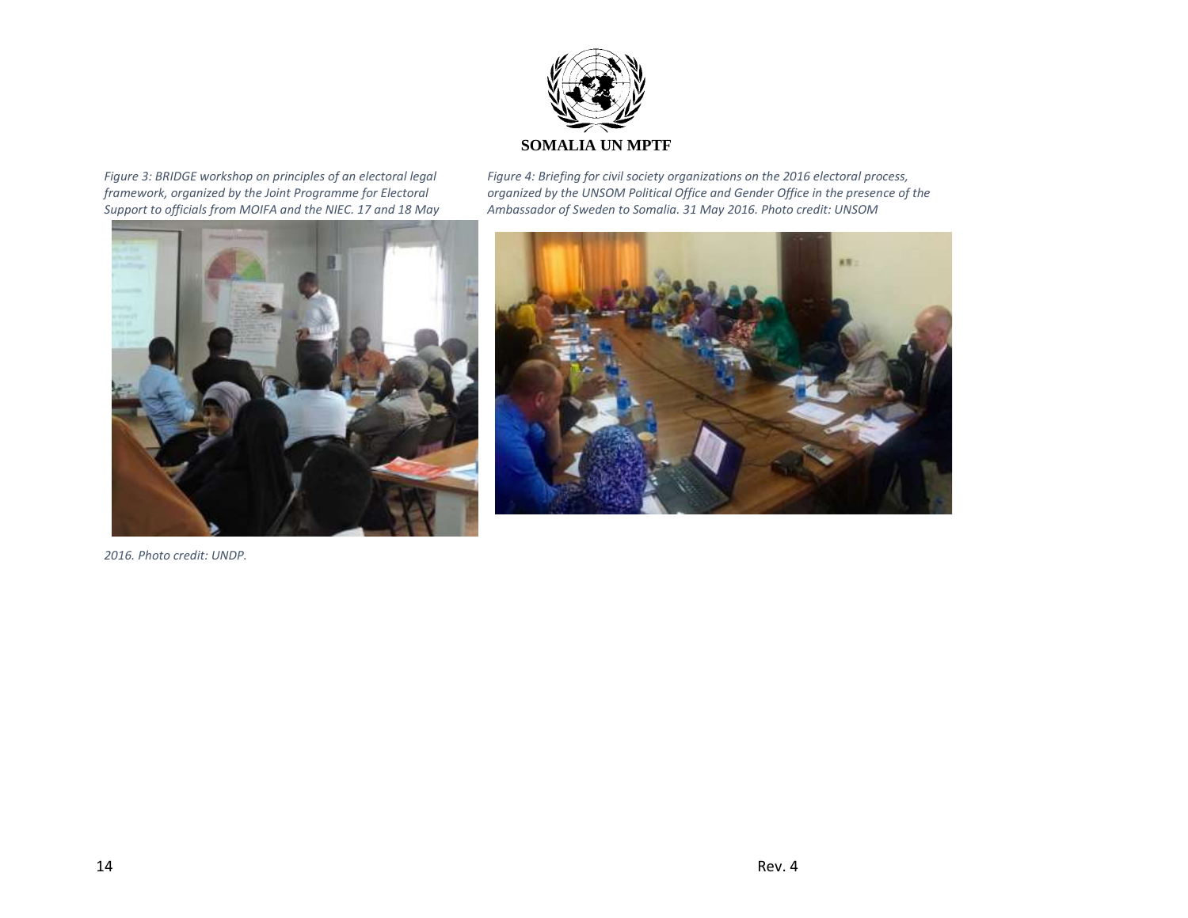*Figure 3: BRIDGE workshop on principles of an electoral legal framework, organized by the Joint Programme for Electoral Support to officials from MOIFA and the NIEC. 17 and 18 May 2016. Photo credit: UNDP.*

*Figure 4: Briefing for civil society organizations on the 2016 electoral process, organized by the UNSOM Political Office and Gender Office in the presence of the Ambassador of Sweden to Somalia. 31 May 2016. Photo credit: UNSOM*